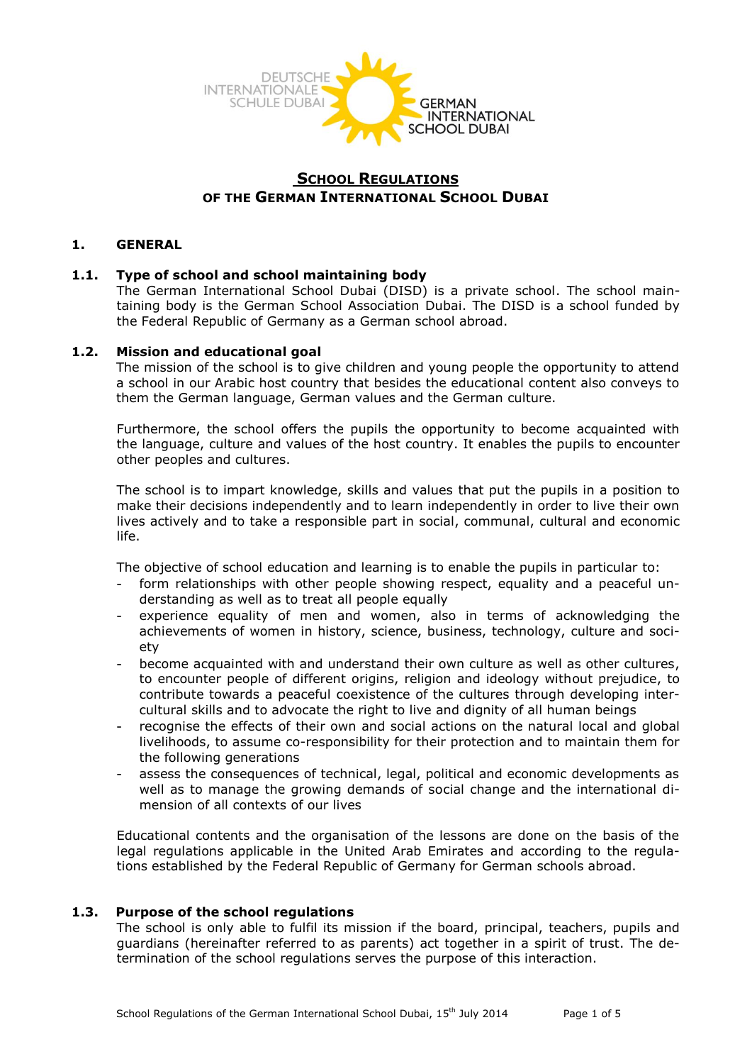# SCHOOL REGULATIONS OF THE GERMAN INTERNATIONAL SCHOOL DUBAI

## 1. GENERAL

### 1.1. Type of school and school maintaining body

The German International School Dubai (DISD) is a private school. The school maintaining body is the German School Association Dubai. The DISD is a school funded by the Federal Republic of Germany as a German school abroad.

### 1.2. Mission and educational goal

The mission of the school is to give children and young people the opportunity to attend a school in our Arabic host country that besides the educational content also conveys to them the German language, German values and the German culture.

Furthermore, the school offers the pupils the opportunity to become acquainted with the language, culture and values of the host country. It enables the pupils to encounter other peoples and cultures.

The school is to impart knowledge, skills and values that put the pupils in a position to make their decisions independently and to learn independently in order to live their own lives actively and to take a responsible part in social, communal, cultural and economic life.

The objective of school education and learning is to enable the pupils in particular to:

- form relationships with other people showing respect, equality and a peaceful understanding as well as to treat all people equally
- experience equality of men and women, also in terms of acknowledging the achievements of women in history, science, business, technology, culture and society
- become acquainted with and understand their own culture as well as other cultures, to encounter people of different origins, religion and ideology without prejudice, to contribute towards a peaceful coexistence of the cultures through developing intercultural skills and to advocate the right to live and dignity of all human beings
- recognise the effects of their own and social actions on the natural local and global livelihoods, to assume co-responsibility for their protection and to maintain them for the following generations
- assess the consequences of technical, legal, political and economic developments as well as to manage the growing demands of social change and the international dimension of all contexts of our lives

Educational contents and the organisation of the lessons are done on the basis of the legal regulations applicable in the United Arab Emirates and according to the regulations established by the Federal Republic of Germany for German schools abroad.

### 1.3. Purpose of the school regulations

The school is only able to fulfil its mission if the board, principal, teachers, pupils and guardians (hereinafter referred to as parents) act together in a spirit of trust. The determination of the school regulations serves the purpose of this interaction.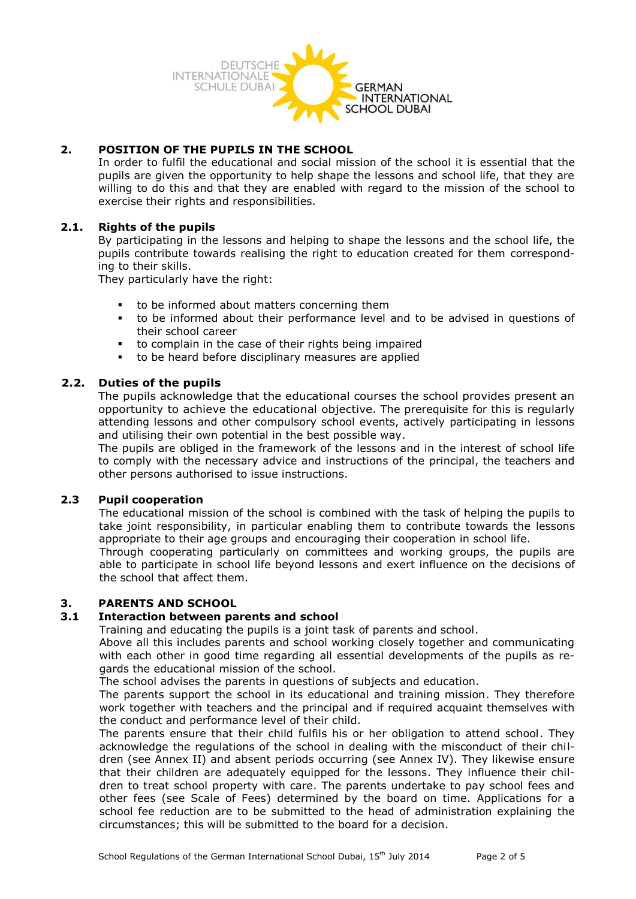## 2. POSITION OF THE PUPILS IN THE SCHOOL

In order to fulfil the educational and social mission of the school it is essential that the pupils are given the opportunity to help shape the lessons and school life, that they are willing to do this and that they are enabled with regard to the mission of the school to exercise their rights and responsibilities.

### 2.1. Rights of the pupils

By participating in the lessons and helping to shape the lessons and the school life, the pupils contribute towards realising the right to education created for them corresponding to their skills.

They particularly have the right:

- to be informed about matters concerning them
- to be informed about their performance level and to be advised in questions of their school career
- to complain in the case of their rights being impaired
- to be heard before disciplinary measures are applied

### 2.2. Duties of the pupils

The pupils acknowledge that the educational courses the school provides present an opportunity to achieve the educational objective. The prerequisite for this is regularly attending lessons and other compulsory school events, actively participating in lessons and utilising their own potential in the best possible way.

The pupils are obliged in the framework of the lessons and in the interest of school life to comply with the necessary advice and instructions of the principal, the teachers and other persons authorised to issue instructions.

### 2.3 Pupil cooperation

The educational mission of the school is combined with the task of helping the pupils to take joint responsibility, in particular enabling them to contribute towards the lessons appropriate to their age groups and encouraging their cooperation in school life.

Through cooperating particularly on committees and working groups, the pupils are able to participate in school life beyond lessons and exert influence on the decisions of the school that affect them.

## 3. PARENTS AND SCHOOL

### 3.1 Interaction between parents and school

Training and educating the pupils is a joint task of parents and school.

Above all this includes parents and school working closely together and communicating with each other in good time regarding all essential developments of the pupils as regards the educational mission of the school.

The school advises the parents in questions of subjects and education.

The parents support the school in its educational and training mission. They therefore work together with teachers and the principal and if required acquaint themselves with the conduct and performance level of their child.

The parents ensure that their child fulfils his or her obligation to attend school. They acknowledge the regulations of the school in dealing with the misconduct of their children (see Annex II) and absent periods occurring (see Annex IV). They likewise ensure that their children are adequately equipped for the lessons. They influence their children to treat school property with care. The parents undertake to pay school fees and other fees (see Scale of Fees) determined by the board on time. Applications for a school fee reduction are to be submitted to the head of administration explaining the circumstances; this will be submitted to the board for a decision.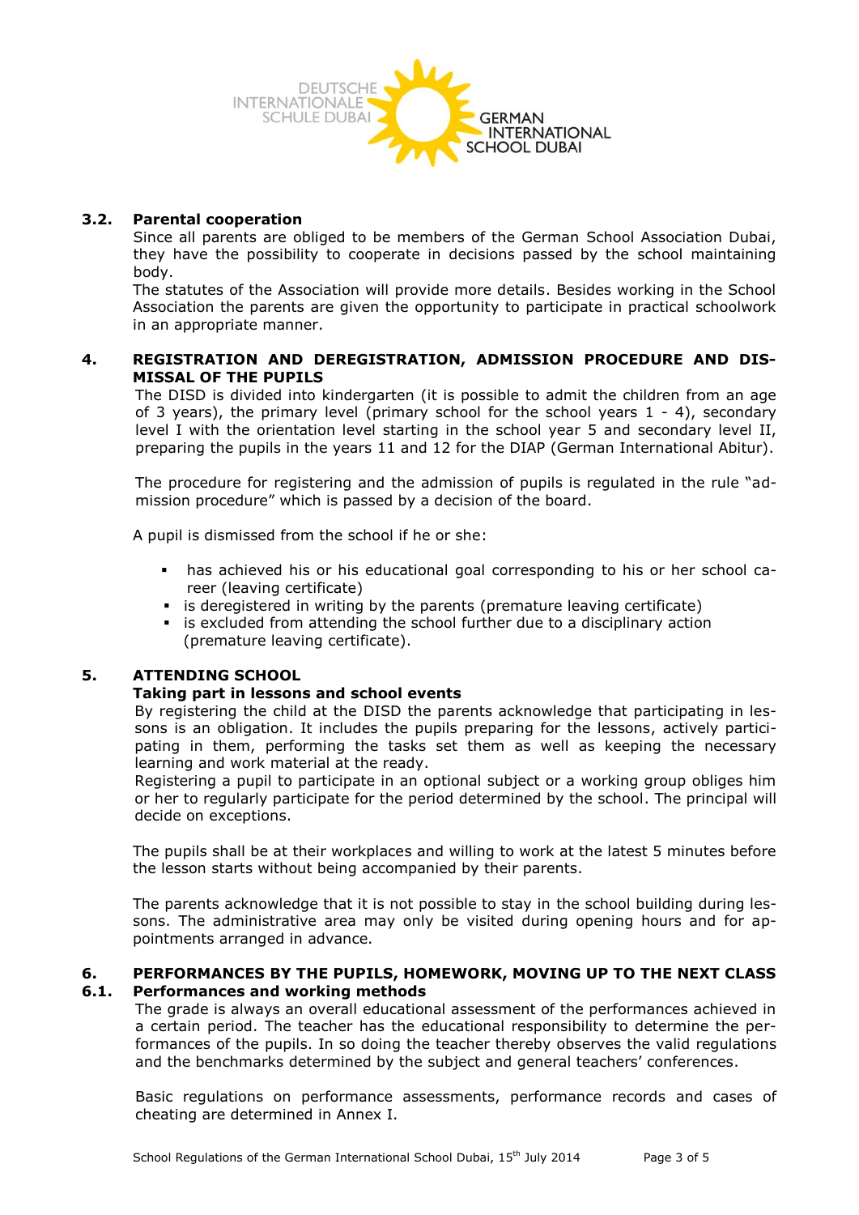### 3.2. Parental cooperation

Since all parents are obliged to be members of the German School Association Dubai, they have the possibility to cooperate in decisions passed by the school maintaining body.

The statutes of the Association will provide more details. Besides working in the School Association the parents are given the opportunity to participate in practical schoolwork in an appropriate manner.

## 4. REGISTRATION AND DEREGISTRATION, ADMISSION PROCEDURE AND DISMISSAL OF THE PUPILS

The DISD is divided into kindergarten (it is possible to admit the children from an age of 3 years), the primary level (primary school for the school years 1 - 4), secondary level I with the orientation level starting in the school year 5 and secondary level II, preparing the pupils in the years 11 and 12 for the DIAP (German International Abitur).

The procedure for registering and the admission of pupils is regulated in the rule "admission procedure" which is passed by a decision of the board.

A pupil is dismissed from the school if he or she:

- has achieved his or his educational goal corresponding to his or her school career (leaving certificate)
- is deregistered in writing by the parents (premature leaving certificate)
- is excluded from attending the school further due to a disciplinary action (premature leaving certificate).

## 5. ATTENDING SCHOOL

**Taking part in lessons and school events**

By registering the child at the DISD the parents acknowledge that participating in lessons is an obligation. It includes the pupils preparing for the lessons, actively participating in them, performing the tasks set them as well as keeping the necessary learning and work material at the ready.

Registering a pupil to participate in an optional subject or a working group obliges him or her to regularly participate for the period determined by the school. The principal will decide on exceptions.

The pupils shall be at their workplaces and willing to work at the latest 5 minutes before the lesson starts without being accompanied by their parents.

The parents acknowledge that it is not possible to stay in the school building during lessons. The administrative area may only be visited during opening hours and for appointments arranged in advance.

## 6. PERFORMANCES BY THE PUPILS, HOMEWORK, MOVING UP TO THE NEXT CLASS

### 6.1. Performances and working methods

The grade is always an overall educational assessment of the performances achieved in a certain period. The teacher has the educational responsibility to determine the performances of the pupils. In so doing the teacher thereby observes the valid regulations and the benchmarks determined by the subject and general teachers' conferences.

Basic regulations on performance assessments, performance records and cases of cheating are determined in Annex I.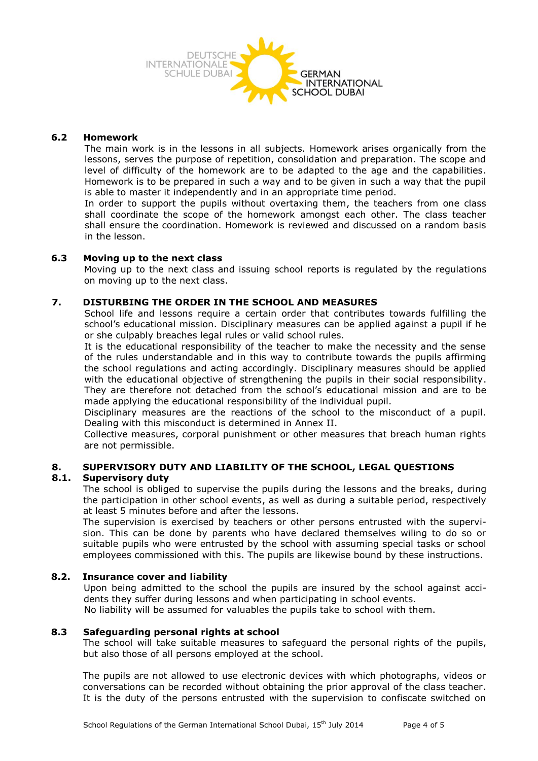### 6.2 Homework

The main work is in the lessons in all subjects. Homework arises organically from the lessons, serves the purpose of repetition, consolidation and preparation. The scope and level of difficulty of the homework are to be adapted to the age and the capabilities. Homework is to be prepared in such a way and to be given in such a way that the pupil is able to master it independently and in an appropriate time period.

In order to support the pupils without overtaxing them, the teachers from one class shall coordinate the scope of the homework amongst each other. The class teacher shall ensure the coordination. Homework is reviewed and discussed on a random basis in the lesson.

### 6.3 Moving up to the next class

Moving up to the next class and issuing school reports is regulated by the regulations on moving up to the next class.

## 7. DISTURBING THE ORDER IN THE SCHOOL AND MEASURES

School life and lessons require a certain order that contributes towards fulfilling the school's educational mission. Disciplinary measures can be applied against a pupil if he or she culpably breaches legal rules or valid school rules.

It is the educational responsibility of the teacher to make the necessity and the sense of the rules understandable and in this way to contribute towards the pupils affirming the school regulations and acting accordingly. Disciplinary measures should be applied with the educational objective of strengthening the pupils in their social responsibility. They are therefore not detached from the school's educational mission and are to be made applying the educational responsibility of the individual pupil.

Disciplinary measures are the reactions of the school to the misconduct of a pupil. Dealing with this misconduct is determined in Annex II.

Collective measures, corporal punishment or other measures that breach human rights are not permissible.

## 8. SUPERVISORY DUTY AND LIABILITY OF THE SCHOOL, LEGAL QUESTIONS

### 8.1. Supervisory duty

The school is obliged to supervise the pupils during the lessons and the breaks, during the participation in other school events, as well as during a suitable period, respectively at least 5 minutes before and after the lessons.

The supervision is exercised by teachers or other persons entrusted with the supervision. This can be done by parents who have declared themselves wiling to do so or suitable pupils who were entrusted by the school with assuming special tasks or school employees commissioned with this. The pupils are likewise bound by these instructions.

### 8.2. Insurance cover and liability

Upon being admitted to the school the pupils are insured by the school against accidents they suffer during lessons and when participating in school events.

No liability will be assumed for valuables the pupils take to school with them.

### 8.3 Safeguarding personal rights at school

The school will take suitable measures to safeguard the personal rights of the pupils, but also those of all persons employed at the school.

The pupils are not allowed to use electronic devices with which photographs, videos or conversations can be recorded without obtaining the prior approval of the class teacher. It is the duty of the persons entrusted with the supervision to confiscate switched on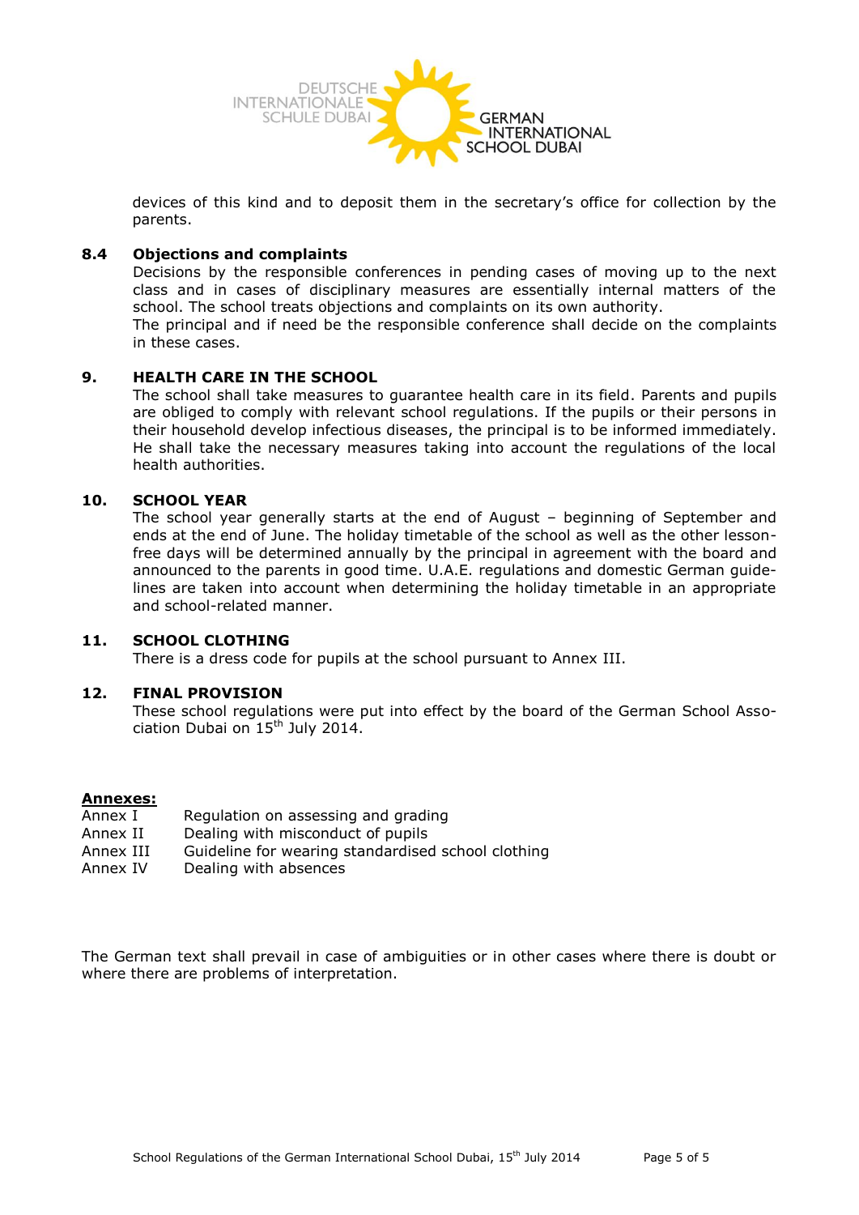devices of this kind and to deposit them in the secretary's office for collection by the parents.

### 8.4 Objections and complaints

Decisions by the responsible conferences in pending cases of moving up to the next class and in cases of disciplinary measures are essentially internal matters of the school. The school treats objections and complaints on its own authority.
The principal and if need be the responsible conference shall decide on the complaints in these cases.

## 9. HEALTH CARE IN THE SCHOOL

The school shall take measures to guarantee health care in its field. Parents and pupils are obliged to comply with relevant school regulations. If the pupils or their persons in their household develop infectious diseases, the principal is to be informed immediately. He shall take the necessary measures taking into account the regulations of the local health authorities.

## 10. SCHOOL YEAR

The school year generally starts at the end of August – beginning of September and ends at the end of June. The holiday timetable of the school as well as the other lesson-free days will be determined annually by the principal in agreement with the board and announced to the parents in good time. U.A.E. regulations and domestic German guidelines are taken into account when determining the holiday timetable in an appropriate and school-related manner.

## 11. SCHOOL CLOTHING

There is a dress code for pupils at the school pursuant to Annex III.

## 12. FINAL PROVISION

These school regulations were put into effect by the board of the German School Association Dubai on 15th July 2014.

**Annexes:**

| | |
|---|---|
| Annex I | Regulation on assessing and grading |
| Annex II | Dealing with misconduct of pupils |
| Annex III | Guideline for wearing standardised school clothing |
| Annex IV | Dealing with absences |

The German text shall prevail in case of ambiguities or in other cases where there is doubt or where there are problems of interpretation.